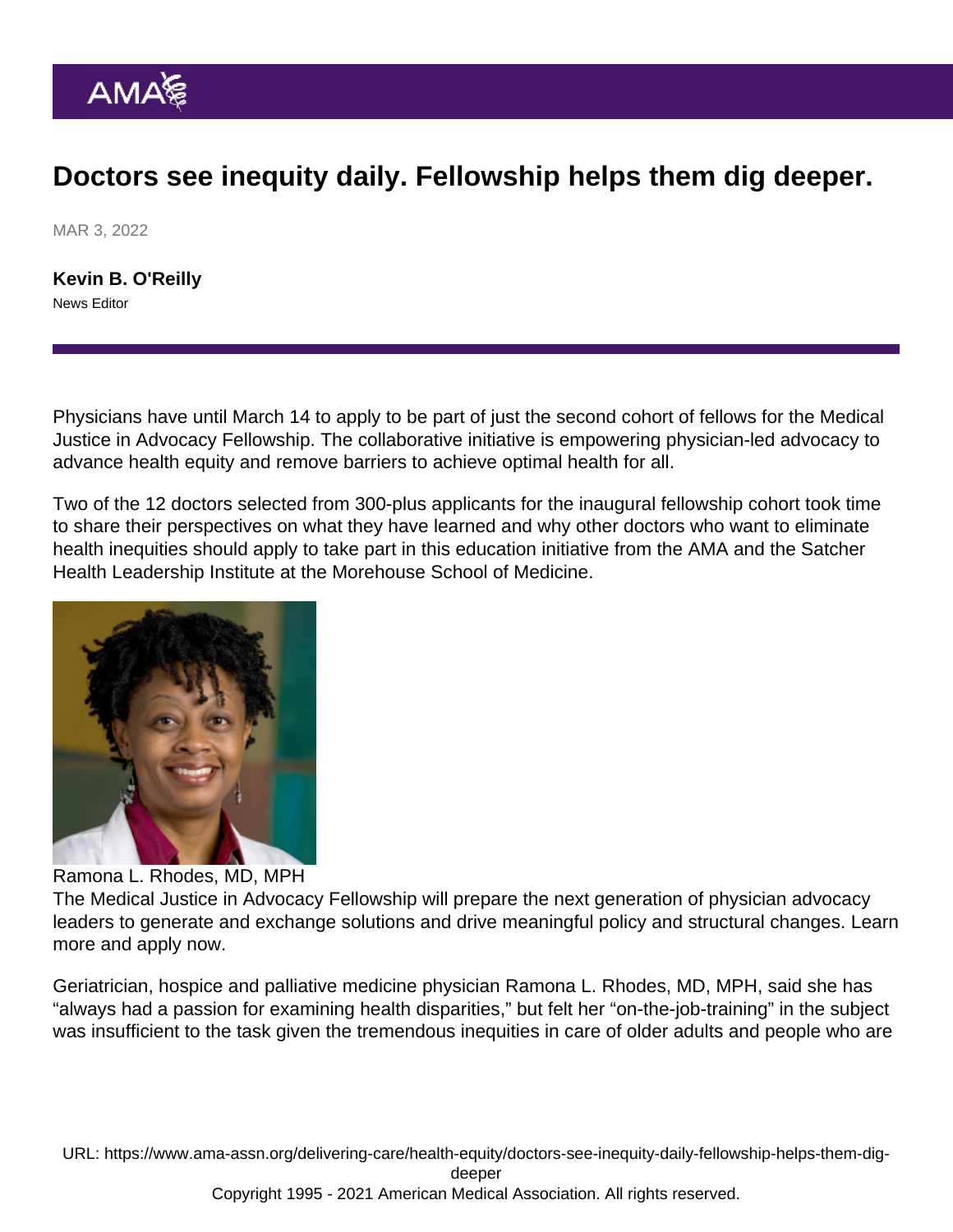# Doctors see inequity daily. Fellowship helps them dig deeper.

MAR 3, 2022

**Kevin B. O'Reilly**

News Editor

Physicians have until March 14 to apply to be part of just the second cohort of fellows for the Medical Justice in Advocacy Fellowship. The collaborative initiative is empowering physician-led advocacy to advance health equity and remove barriers to achieve optimal health for all.

Two of the 12 doctors selected from 300-plus applicants for the inaugural fellowship cohort took time to share their perspectives on what they have learned and why other doctors who want to eliminate health inequities should apply to take part in this education initiative from the AMA and the Satcher Health Leadership Institute at the Morehouse School of Medicine.

Ramona L. Rhodes, MD, MPH

The Medical Justice in Advocacy Fellowship will prepare the next generation of physician advocacy leaders to generate and exchange solutions and drive meaningful policy and structural changes. Learn more and apply now.

Geriatrician, hospice and palliative medicine physician Ramona L. Rhodes, MD, MPH, said she has "always had a passion for examining health disparities," but felt her "on-the-job-training" in the subject was insufficient to the task given the tremendous inequities in care of older adults and people who are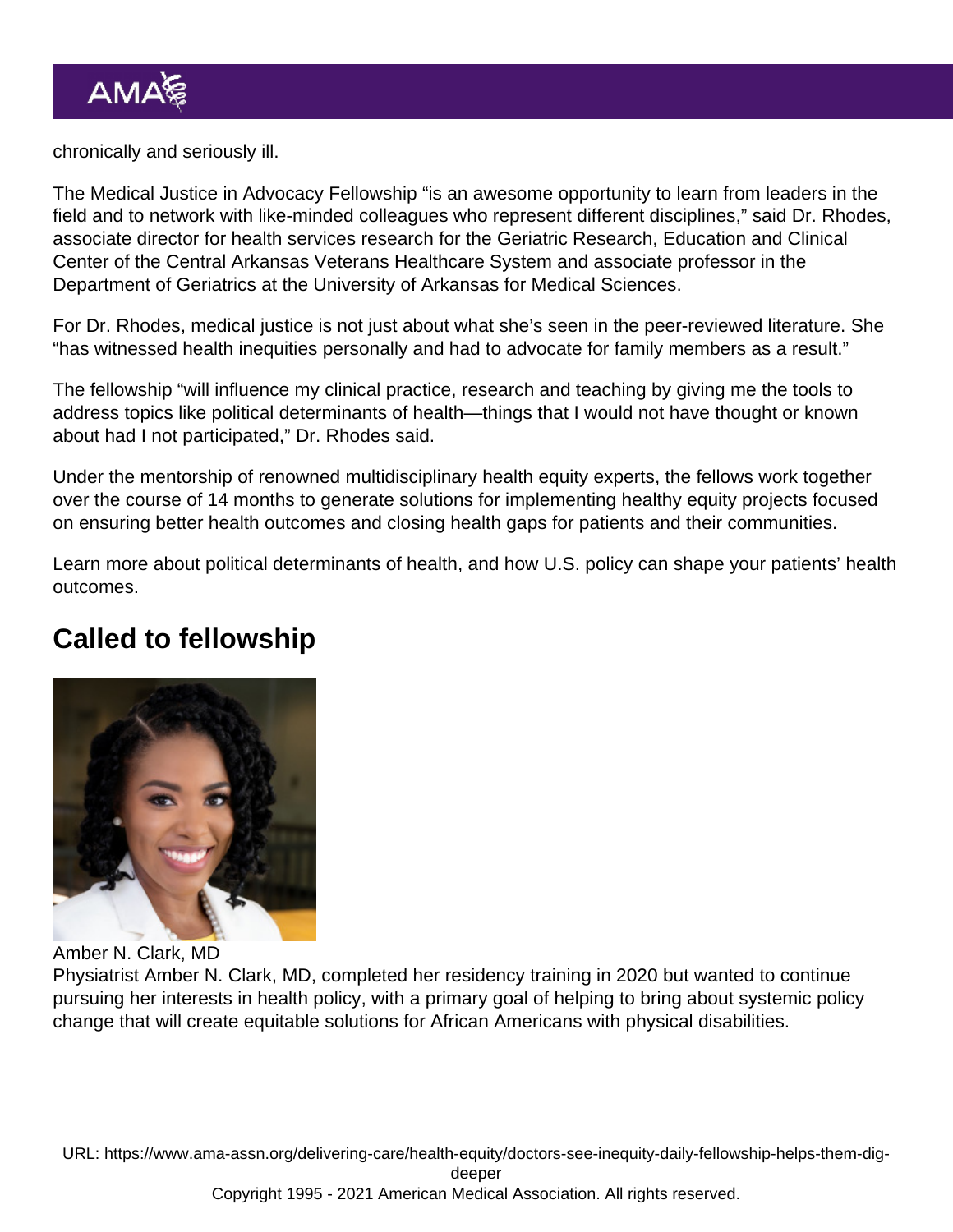chronically and seriously ill.

The Medical Justice in Advocacy Fellowship "is an awesome opportunity to learn from leaders in the field and to network with like-minded colleagues who represent different disciplines," said Dr. Rhodes, associate director for health services research for the Geriatric Research, Education and Clinical Center of the Central Arkansas Veterans Healthcare System and associate professor in the Department of Geriatrics at the University of Arkansas for Medical Sciences.

For Dr. Rhodes, medical justice is not just about what she's seen in the peer-reviewed literature. She "has witnessed health inequities personally and had to advocate for family members as a result."

The fellowship "will influence my clinical practice, research and teaching by giving me the tools to address topics like political determinants of health—things that I would not have thought or known about had I not participated," Dr. Rhodes said.

Under the mentorship of renowned multidisciplinary health equity experts, the fellows work together over the course of 14 months to generate solutions for implementing healthy equity projects focused on ensuring better health outcomes and closing health gaps for patients and their communities.

Learn more about political determinants of health, and how U.S. policy can shape your patients' health outcomes.

## Called to fellowship

Amber N. Clark, MD

Physiatrist Amber N. Clark, MD, completed her residency training in 2020 but wanted to continue pursuing her interests in health policy, with a primary goal of helping to bring about systemic policy change that will create equitable solutions for African Americans with physical disabilities.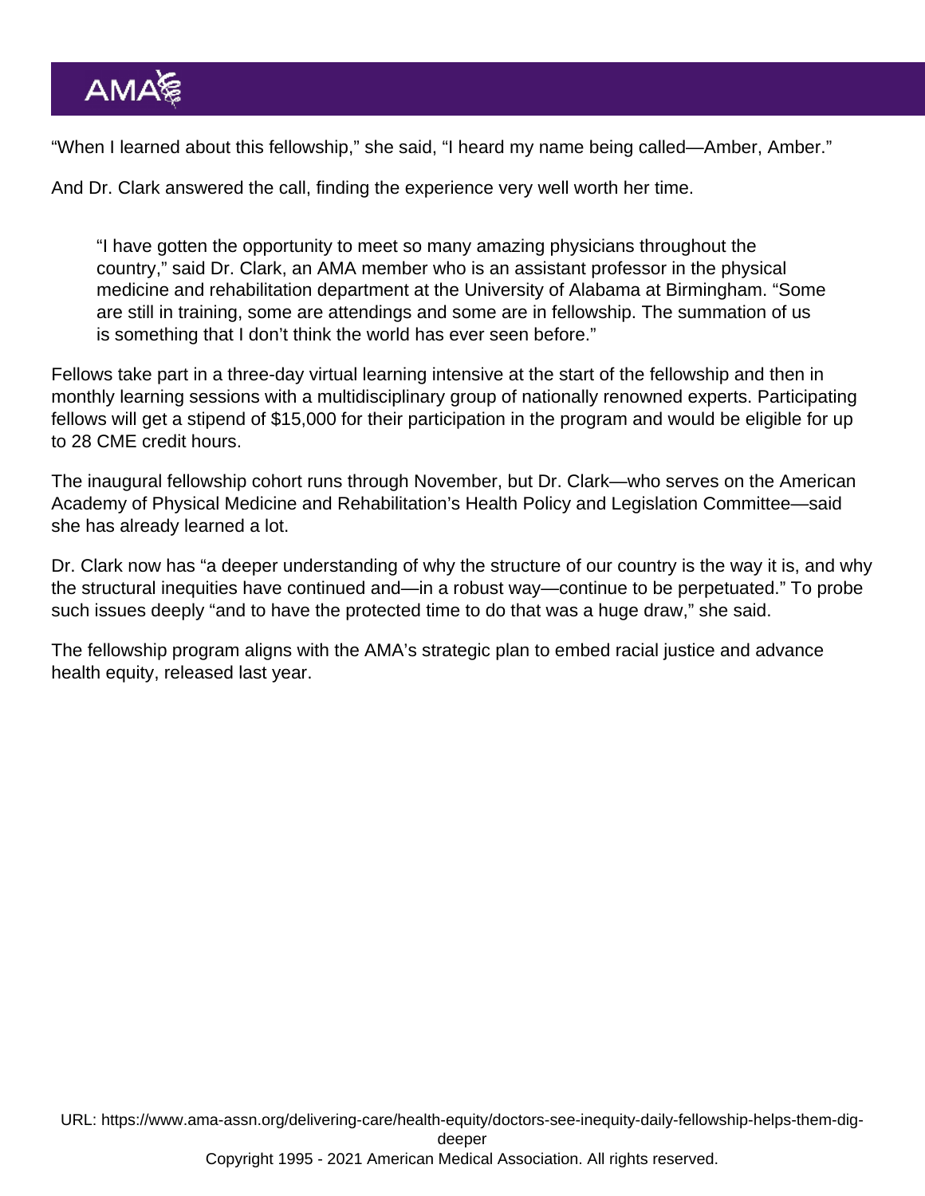"When I learned about this fellowship," she said, "I heard my name being called—Amber, Amber."

And Dr. Clark answered the call, finding the experience very well worth her time.

> "I have gotten the opportunity to meet so many amazing physicians throughout the country," said Dr. Clark, an AMA member who is an assistant professor in the physical medicine and rehabilitation department at the University of Alabama at Birmingham. "Some are still in training, some are attendings and some are in fellowship. The summation of us is something that I don't think the world has ever seen before."

Fellows take part in a three-day virtual learning intensive at the start of the fellowship and then in monthly learning sessions with a multidisciplinary group of nationally renowned experts. Participating fellows will get a stipend of $15,000 for their participation in the program and would be eligible for up to 28 CME credit hours.

The inaugural fellowship cohort runs through November, but Dr. Clark—who serves on the American Academy of Physical Medicine and Rehabilitation's Health Policy and Legislation Committee—said she has already learned a lot.

Dr. Clark now has "a deeper understanding of why the structure of our country is the way it is, and why the structural inequities have continued and—in a robust way—continue to be perpetuated." To probe such issues deeply "and to have the protected time to do that was a huge draw," she said.

The fellowship program aligns with the AMA's strategic plan to embed racial justice and advance health equity, released last year.